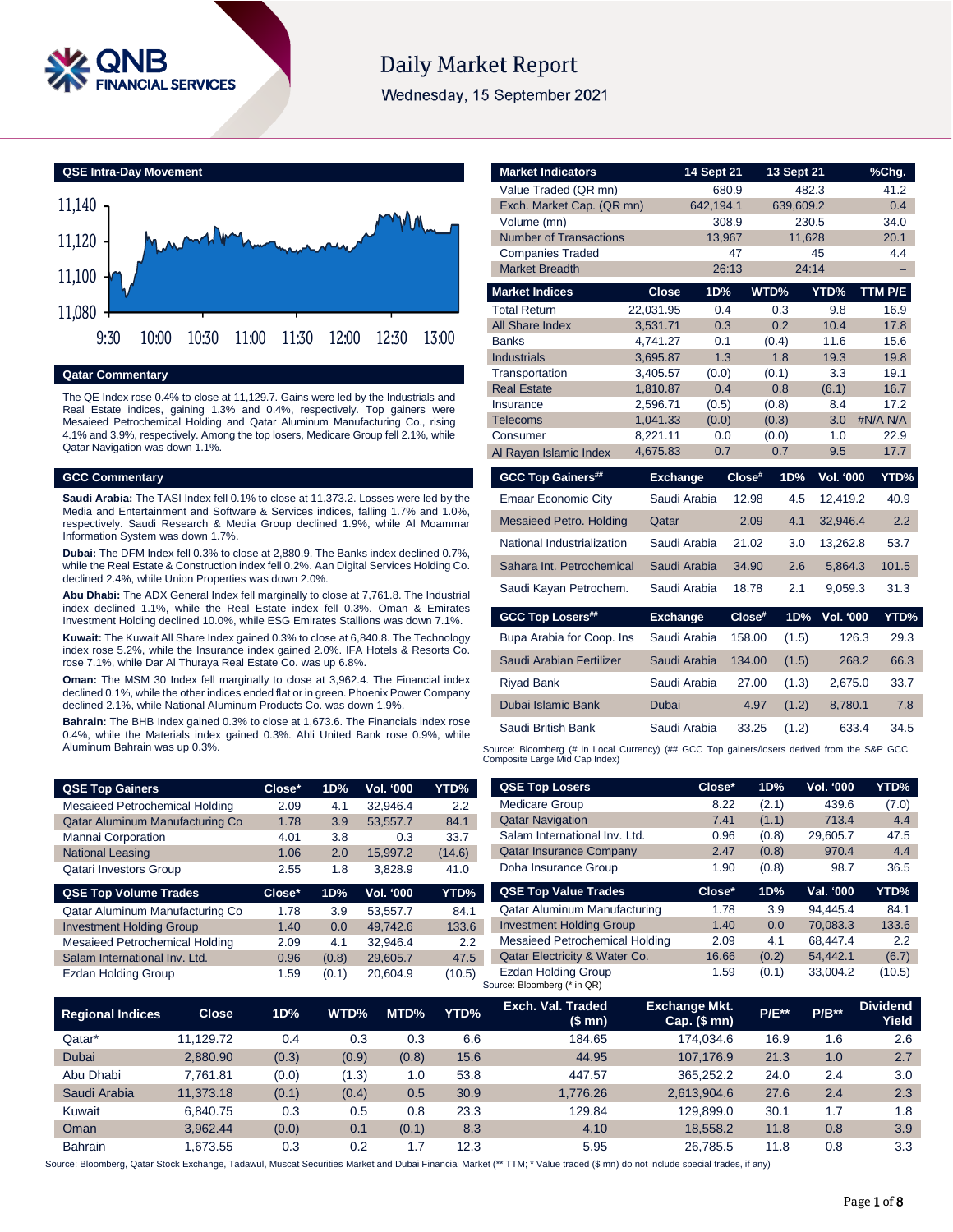# Daily Market Report

Wednesday, 15 September 2021

## QSE Intra-Day Movement

11,140
11,120
11,100
11,080

9:30 10:00 10:30 11:00 11:30 12:00 12:30 13:00

## Qatar Commentary

The QE Index rose 0.4% to close at 11,129.7. Gains were led by the Industrials and Real Estate indices, gaining 1.3% and 0.4%, respectively. Top gainers were Mesaieed Petrochemical Holding and Qatar Aluminum Manufacturing Co., rising 4.1% and 3.9%, respectively. Among the top losers, Medicare Group fell 2.1%, while Qatar Navigation was down 1.1%.

## GCC Commentary

**Saudi Arabia:** The TASI Index fell 0.1% to close at 11,373.2. Losses were led by the Media and Entertainment and Software & Services indices, falling 1.7% and 1.0%, respectively. Saudi Research & Media Group declined 1.9%, while Al Moammar Information System was down 1.7%.

**Dubai:** The DFM Index fell 0.3% to close at 2,880.9. The Banks index declined 0.7%, while the Real Estate & Construction index fell 0.2%. Aan Digital Services Holding Co. declined 2.4%, while Union Properties was down 2.0%.

**Abu Dhabi:** The ADX General Index fell marginally to close at 7,761.8. The Industrial index declined 1.1%, while the Real Estate index fell 0.3%. Oman & Emirates Investment Holding declined 10.0%, while ESG Emirates Stallions was down 7.1%.

**Kuwait:** The Kuwait All Share Index gained 0.3% to close at 6,840.8. The Technology index rose 5.2%, while the Insurance index gained 2.0%. IFA Hotels & Resorts Co. rose 7.1%, while Dar Al Thuraya Real Estate Co. was up 6.8%.

**Oman:** The MSM 30 Index fell marginally to close at 3,962.4. The Financial index declined 0.1%, while the other indices ended flat or in green. Phoenix Power Company declined 2.1%, while National Aluminum Products Co. was down 1.9%.

**Bahrain:** The BHB Index gained 0.3% to close at 1,673.6. The Financials index rose 0.4%, while the Materials index gained 0.3%. Ahli United Bank rose 0.9%, while Aluminum Bahrain was up 0.3%.

| Market Indicators | 14 Sept 21 | 13 Sept 21 | %Chg. |
|---|---|---|---|
| Value Traded (QR mn) | 680.9 | 482.3 | 41.2 |
| Exch. Market Cap. (QR mn) | 642,194.1 | 639,609.2 | 0.4 |
| Volume (mn) | 308.9 | 230.5 | 34.0 |
| Number of Transactions | 13,967 | 11,628 | 20.1 |
| Companies Traded | 47 | 45 | 4.4 |
| Market Breadth | 26:13 | 24:14 | – |

| Market Indices | Close | 1D% | WTD% | YTD% | TTM P/E |
|---|---|---|---|---|---|
| Total Return | 22,031.95 | 0.4 | 0.3 | 9.8 | 16.9 |
| All Share Index | 3,531.71 | 0.3 | 0.2 | 10.4 | 17.8 |
| Banks | 4,741.27 | 0.1 | (0.4) | 11.6 | 15.6 |
| Industrials | 3,695.87 | 1.3 | 1.8 | 19.3 | 19.8 |
| Transportation | 3,405.57 | (0.0) | (0.1) | 3.3 | 19.1 |
| Real Estate | 1,810.87 | 0.4 | 0.8 | (6.1) | 16.7 |
| Insurance | 2,596.71 | (0.5) | (0.8) | 8.4 | 17.2 |
| Telecoms | 1,041.33 | (0.0) | (0.3) | 3.0 | #N/A N/A |
| Consumer | 8,221.11 | 0.0 | (0.0) | 1.0 | 22.9 |
| Al Rayan Islamic Index | 4,675.83 | 0.7 | 0.7 | 9.5 | 17.7 |

| GCC Top Gainers## | Exchange | Close# | 1D% | Vol. '000 | YTD% |
|---|---|---|---|---|---|
| Emaar Economic City | Saudi Arabia | 12.98 | 4.5 | 12,419.2 | 40.9 |
| Mesaieed Petro. Holding | Qatar | 2.09 | 4.1 | 32,946.4 | 2.2 |
| National Industrialization | Saudi Arabia | 21.02 | 3.0 | 13,262.8 | 53.7 |
| Sahara Int. Petrochemical | Saudi Arabia | 34.90 | 2.6 | 5,864.3 | 101.5 |
| Saudi Kayan Petrochem. | Saudi Arabia | 18.78 | 2.1 | 9,059.3 | 31.3 |

| GCC Top Losers## | Exchange | Close# | 1D% | Vol. '000 | YTD% |
|---|---|---|---|---|---|
| Bupa Arabia for Coop. Ins | Saudi Arabia | 158.00 | (1.5) | 126.3 | 29.3 |
| Saudi Arabian Fertilizer | Saudi Arabia | 134.00 | (1.5) | 268.2 | 66.3 |
| Riyad Bank | Saudi Arabia | 27.00 | (1.3) | 2,675.0 | 33.7 |
| Dubai Islamic Bank | Dubai | 4.97 | (1.2) | 8,780.1 | 7.8 |
| Saudi British Bank | Saudi Arabia | 33.25 | (1.2) | 633.4 | 34.5 |

Source: Bloomberg (# in Local Currency) (## GCC Top gainers/losers derived from the S&P GCC Composite Large Mid Cap Index)

| QSE Top Gainers | Close* | 1D% | Vol. '000 | YTD% |
|---|---|---|---|---|
| Mesaieed Petrochemical Holding | 2.09 | 4.1 | 32,946.4 | 2.2 |
| Qatar Aluminum Manufacturing Co | 1.78 | 3.9 | 53,557.7 | 84.1 |
| Mannai Corporation | 4.01 | 3.8 | 0.3 | 33.7 |
| National Leasing | 1.06 | 2.0 | 15,997.2 | (14.6) |
| Qatari Investors Group | 2.55 | 1.8 | 3,828.9 | 41.0 |

| QSE Top Volume Trades | Close* | 1D% | Vol. '000 | YTD% |
|---|---|---|---|---|
| Qatar Aluminum Manufacturing Co | 1.78 | 3.9 | 53,557.7 | 84.1 |
| Investment Holding Group | 1.40 | 0.0 | 49,742.6 | 133.6 |
| Mesaieed Petrochemical Holding | 2.09 | 4.1 | 32,946.4 | 2.2 |
| Salam International Inv. Ltd. | 0.96 | (0.8) | 29,605.7 | 47.5 |
| Ezdan Holding Group | 1.59 | (0.1) | 20,604.9 | (10.5) |

| QSE Top Losers | Close* | 1D% | Vol. '000 | YTD% |
|---|---|---|---|---|
| Medicare Group | 8.22 | (2.1) | 439.6 | (7.0) |
| Qatar Navigation | 7.41 | (1.1) | 713.4 | 4.4 |
| Salam International Inv. Ltd. | 0.96 | (0.8) | 29,605.7 | 47.5 |
| Qatar Insurance Company | 2.47 | (0.8) | 970.4 | 4.4 |
| Doha Insurance Group | 1.90 | (0.8) | 98.7 | 36.5 |

| QSE Top Value Trades | Close* | 1D% | Val. '000 | YTD% |
|---|---|---|---|---|
| Qatar Aluminum Manufacturing | 1.78 | 3.9 | 94,445.4 | 84.1 |
| Investment Holding Group | 1.40 | 0.0 | 70,083.3 | 133.6 |
| Mesaieed Petrochemical Holding | 2.09 | 4.1 | 68,447.4 | 2.2 |
| Qatar Electricity & Water Co. | 16.66 | (0.2) | 54,442.1 | (6.7) |
| Ezdan Holding Group | 1.59 | (0.1) | 33,004.2 | (10.5) |

Source: Bloomberg (* in QR)

| Regional Indices | Close | 1D% | WTD% | MTD% | YTD% | Exch. Val. Traded ($ mn) | Exchange Mkt. Cap. ($ mn) | P/E** | P/B** | Dividend Yield |
|---|---|---|---|---|---|---|---|---|---|---|
| Qatar* | 11,129.72 | 0.4 | 0.3 | 0.3 | 6.6 | 184.65 | 174,034.6 | 16.9 | 1.6 | 2.6 |
| Dubai | 2,880.90 | (0.3) | (0.9) | (0.8) | 15.6 | 44.95 | 107,176.9 | 21.3 | 1.0 | 2.7 |
| Abu Dhabi | 7,761.81 | (0.0) | (1.3) | 1.0 | 53.8 | 447.57 | 365,252.2 | 24.0 | 2.4 | 3.0 |
| Saudi Arabia | 11,373.18 | (0.1) | (0.4) | 0.5 | 30.9 | 1,776.26 | 2,613,904.6 | 27.6 | 2.4 | 2.3 |
| Kuwait | 6,840.75 | 0.3 | 0.5 | 0.8 | 23.3 | 129.84 | 129,899.0 | 30.1 | 1.7 | 1.8 |
| Oman | 3,962.44 | (0.0) | 0.1 | (0.1) | 8.3 | 4.10 | 18,558.2 | 11.8 | 0.8 | 3.9 |
| Bahrain | 1,673.55 | 0.3 | 0.2 | 1.7 | 12.3 | 5.95 | 26,785.5 | 11.8 | 0.8 | 3.3 |

Source: Bloomberg, Qatar Stock Exchange, Tadawul, Muscat Securities Market and Dubai Financial Market (** TTM; * Value traded ($ mn) do not include special trades, if any)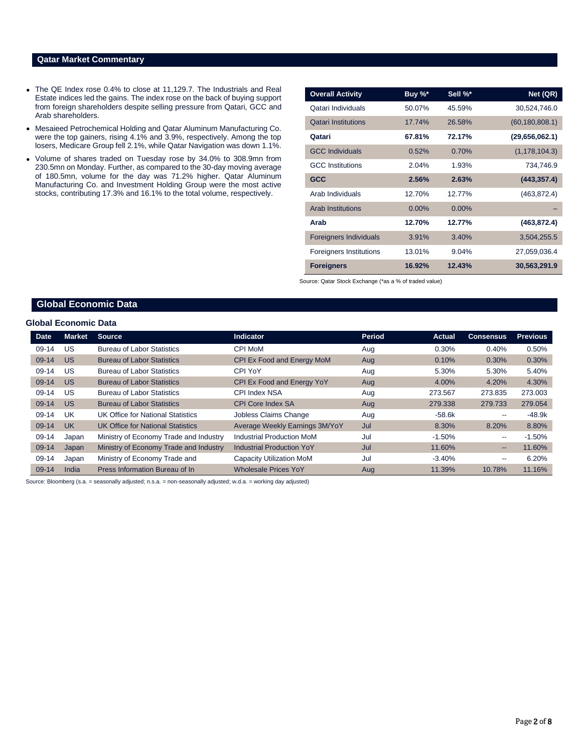## Qatar Market Commentary

- The QE Index rose 0.4% to close at 11,129.7. The Industrials and Real Estate indices led the gains. The index rose on the back of buying support from foreign shareholders despite selling pressure from Qatari, GCC and Arab shareholders.
- Mesaieed Petrochemical Holding and Qatar Aluminum Manufacturing Co. were the top gainers, rising 4.1% and 3.9%, respectively. Among the top losers, Medicare Group fell 2.1%, while Qatar Navigation was down 1.1%.
- Volume of shares traded on Tuesday rose by 34.0% to 308.9mn from 230.5mn on Monday. Further, as compared to the 30-day moving average of 180.5mn, volume for the day was 71.2% higher. Qatar Aluminum Manufacturing Co. and Investment Holding Group were the most active stocks, contributing 17.3% and 16.1% to the total volume, respectively.

| Overall Activity | Buy %* | Sell %* | Net (QR) |
|---|---|---|---|
| Qatari Individuals | 50.07% | 45.59% | 30,524,746.0 |
| Qatari Institutions | 17.74% | 26.58% | (60,180,808.1) |
| **Qatari** | **67.81%** | **72.17%** | **(29,656,062.1)** |
| GCC Individuals | 0.52% | 0.70% | (1,178,104.3) |
| GCC Institutions | 2.04% | 1.93% | 734,746.9 |
| **GCC** | **2.56%** | **2.63%** | **(443,357.4)** |
| Arab Individuals | 12.70% | 12.77% | (463,872.4) |
| Arab Institutions | 0.00% | 0.00% | – |
| **Arab** | **12.70%** | **12.77%** | **(463,872.4)** |
| Foreigners Individuals | 3.91% | 3.40% | 3,504,255.5 |
| Foreigners Institutions | 13.01% | 9.04% | 27,059,036.4 |
| **Foreigners** | **16.92%** | **12.43%** | **30,563,291.9** |

Source: Qatar Stock Exchange (*as a % of traded value)

## Global Economic Data

### Global Economic Data

| Date | Market | Source | Indicator | Period | Actual | Consensus | Previous |
|---|---|---|---|---|---|---|---|
| 09-14 | US | Bureau of Labor Statistics | CPI MoM | Aug | 0.30% | 0.40% | 0.50% |
| 09-14 | US | Bureau of Labor Statistics | CPI Ex Food and Energy MoM | Aug | 0.10% | 0.30% | 0.30% |
| 09-14 | US | Bureau of Labor Statistics | CPI YoY | Aug | 5.30% | 5.30% | 5.40% |
| 09-14 | US | Bureau of Labor Statistics | CPI Ex Food and Energy YoY | Aug | 4.00% | 4.20% | 4.30% |
| 09-14 | US | Bureau of Labor Statistics | CPI Index NSA | Aug | 273.567 | 273.835 | 273.003 |
| 09-14 | US | Bureau of Labor Statistics | CPI Core Index SA | Aug | 279.338 | 279.733 | 279.054 |
| 09-14 | UK | UK Office for National Statistics | Jobless Claims Change | Aug | -58.6k | -- | -48.9k |
| 09-14 | UK | UK Office for National Statistics | Average Weekly Earnings 3M/YoY | Jul | 8.30% | 8.20% | 8.80% |
| 09-14 | Japan | Ministry of Economy Trade and Industry | Industrial Production MoM | Jul | -1.50% | -- | -1.50% |
| 09-14 | Japan | Ministry of Economy Trade and Industry | Industrial Production YoY | Jul | 11.60% | -- | 11.60% |
| 09-14 | Japan | Ministry of Economy Trade and | Capacity Utilization MoM | Jul | -3.40% | -- | 6.20% |
| 09-14 | India | Press Information Bureau of In | Wholesale Prices YoY | Aug | 11.39% | 10.78% | 11.16% |

Source: Bloomberg (s.a. = seasonally adjusted; n.s.a. = non-seasonally adjusted; w.d.a. = working day adjusted)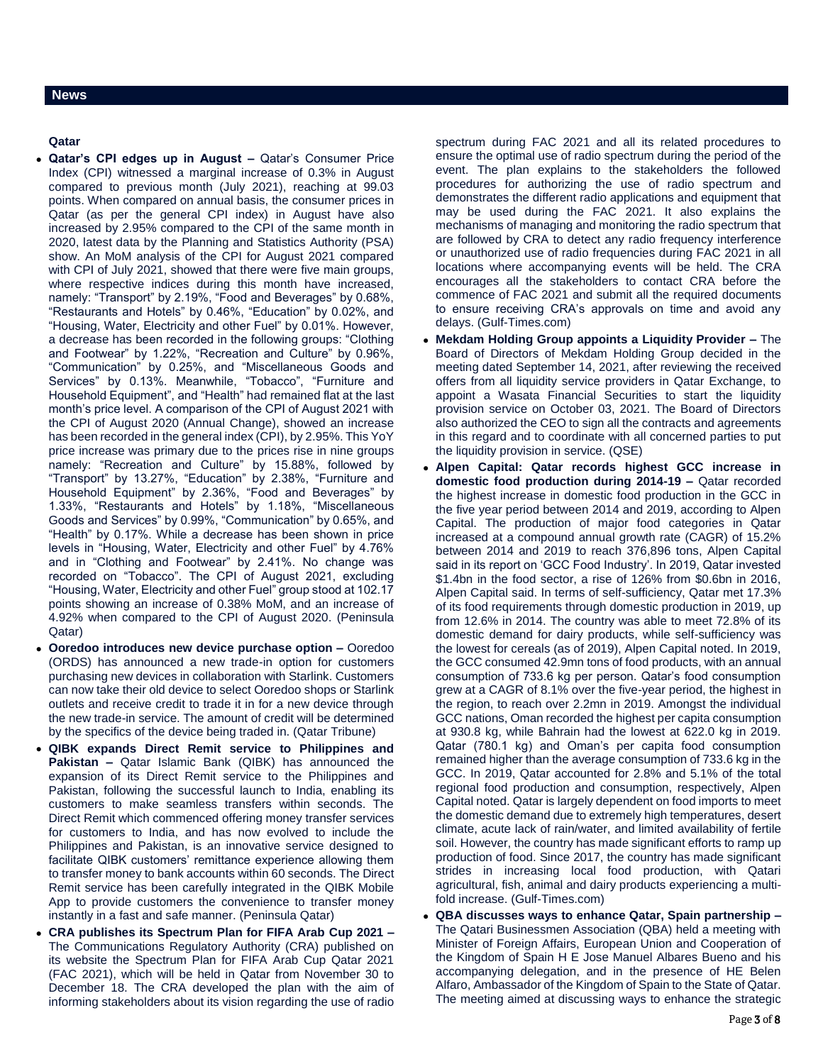## News

### Qatar

- **Qatar's CPI edges up in August –** Qatar's Consumer Price Index (CPI) witnessed a marginal increase of 0.3% in August compared to previous month (July 2021), reaching at 99.03 points. When compared on annual basis, the consumer prices in Qatar (as per the general CPI index) in August have also increased by 2.95% compared to the CPI of the same month in 2020, latest data by the Planning and Statistics Authority (PSA) show. An MoM analysis of the CPI for August 2021 compared with CPI of July 2021, showed that there were five main groups, where respective indices during this month have increased, namely: "Transport" by 2.19%, "Food and Beverages" by 0.68%, "Restaurants and Hotels" by 0.46%, "Education" by 0.02%, and "Housing, Water, Electricity and other Fuel" by 0.01%. However, a decrease has been recorded in the following groups: "Clothing and Footwear" by 1.22%, "Recreation and Culture" by 0.96%, "Communication" by 0.25%, and "Miscellaneous Goods and Services" by 0.13%. Meanwhile, "Tobacco", "Furniture and Household Equipment", and "Health" had remained flat at the last month's price level. A comparison of the CPI of August 2021 with the CPI of August 2020 (Annual Change), showed an increase has been recorded in the general index (CPI), by 2.95%. This YoY price increase was primary due to the prices rise in nine groups namely: "Recreation and Culture" by 15.88%, followed by "Transport" by 13.27%, "Education" by 2.38%, "Furniture and Household Equipment" by 2.36%, "Food and Beverages" by 1.33%, "Restaurants and Hotels" by 1.18%, "Miscellaneous Goods and Services" by 0.99%, "Communication" by 0.65%, and "Health" by 0.17%. While a decrease has been shown in price levels in "Housing, Water, Electricity and other Fuel" by 4.76% and in "Clothing and Footwear" by 2.41%. No change was recorded on "Tobacco". The CPI of August 2021, excluding "Housing, Water, Electricity and other Fuel" group stood at 102.17 points showing an increase of 0.38% MoM, and an increase of 4.92% when compared to the CPI of August 2020. (Peninsula Qatar)
- **Ooredoo introduces new device purchase option –** Ooredoo (ORDS) has announced a new trade-in option for customers purchasing new devices in collaboration with Starlink. Customers can now take their old device to select Ooredoo shops or Starlink outlets and receive credit to trade it in for a new device through the new trade-in service. The amount of credit will be determined by the specifics of the device being traded in. (Qatar Tribune)
- **QIBK expands Direct Remit service to Philippines and Pakistan –** Qatar Islamic Bank (QIBK) has announced the expansion of its Direct Remit service to the Philippines and Pakistan, following the successful launch to India, enabling its customers to make seamless transfers within seconds. The Direct Remit which commenced offering money transfer services for customers to India, and has now evolved to include the Philippines and Pakistan, is an innovative service designed to facilitate QIBK customers' remittance experience allowing them to transfer money to bank accounts within 60 seconds. The Direct Remit service has been carefully integrated in the QIBK Mobile App to provide customers the convenience to transfer money instantly in a fast and safe manner. (Peninsula Qatar)
- **CRA publishes its Spectrum Plan for FIFA Arab Cup 2021 –** The Communications Regulatory Authority (CRA) published on its website the Spectrum Plan for FIFA Arab Cup Qatar 2021 (FAC 2021), which will be held in Qatar from November 30 to December 18. The CRA developed the plan with the aim of informing stakeholders about its vision regarding the use of radio spectrum during FAC 2021 and all its related procedures to ensure the optimal use of radio spectrum during the period of the event. The plan explains to the stakeholders the followed procedures for authorizing the use of radio spectrum and demonstrates the different radio applications and equipment that may be used during the FAC 2021. It also explains the mechanisms of managing and monitoring the radio spectrum that are followed by CRA to detect any radio frequency interference or unauthorized use of radio frequencies during FAC 2021 in all locations where accompanying events will be held. The CRA encourages all the stakeholders to contact CRA before the commence of FAC 2021 and submit all the required documents to ensure receiving CRA's approvals on time and avoid any delays. (Gulf-Times.com)
- **Mekdam Holding Group appoints a Liquidity Provider –** The Board of Directors of Mekdam Holding Group decided in the meeting dated September 14, 2021, after reviewing the received offers from all liquidity service providers in Qatar Exchange, to appoint a Wasata Financial Securities to start the liquidity provision service on October 03, 2021. The Board of Directors also authorized the CEO to sign all the contracts and agreements in this regard and to coordinate with all concerned parties to put the liquidity provision in service. (QSE)
- **Alpen Capital: Qatar records highest GCC increase in domestic food production during 2014-19 –** Qatar recorded the highest increase in domestic food production in the GCC in the five year period between 2014 and 2019, according to Alpen Capital. The production of major food categories in Qatar increased at a compound annual growth rate (CAGR) of 15.2% between 2014 and 2019 to reach 376,896 tons, Alpen Capital said in its report on 'GCC Food Industry'. In 2019, Qatar invested $1.4bn in the food sector, a rise of 126% from $0.6bn in 2016, Alpen Capital said. In terms of self-sufficiency, Qatar met 17.3% of its food requirements through domestic production in 2019, up from 12.6% in 2014. The country was able to meet 72.8% of its domestic demand for dairy products, while self-sufficiency was the lowest for cereals (as of 2019), Alpen Capital noted. In 2019, the GCC consumed 42.9mn tons of food products, with an annual consumption of 733.6 kg per person. Qatar's food consumption grew at a CAGR of 8.1% over the five-year period, the highest in the region, to reach over 2.2mn in 2019. Amongst the individual GCC nations, Oman recorded the highest per capita consumption at 930.8 kg, while Bahrain had the lowest at 622.0 kg in 2019. Qatar (780.1 kg) and Oman's per capita food consumption remained higher than the average consumption of 733.6 kg in the GCC. In 2019, Qatar accounted for 2.8% and 5.1% of the total regional food production and consumption, respectively, Alpen Capital noted. Qatar is largely dependent on food imports to meet the domestic demand due to extremely high temperatures, desert climate, acute lack of rain/water, and limited availability of fertile soil. However, the country has made significant efforts to ramp up production of food. Since 2017, the country has made significant strides in increasing local food production, with Qatari agricultural, fish, animal and dairy products experiencing a multi-fold increase. (Gulf-Times.com)
- **QBA discusses ways to enhance Qatar, Spain partnership –** The Qatari Businessmen Association (QBA) held a meeting with Minister of Foreign Affairs, European Union and Cooperation of the Kingdom of Spain H E Jose Manuel Albares Bueno and his accompanying delegation, and in the presence of HE Belen Alfaro, Ambassador of the Kingdom of Spain to the State of Qatar. The meeting aimed at discussing ways to enhance the strategic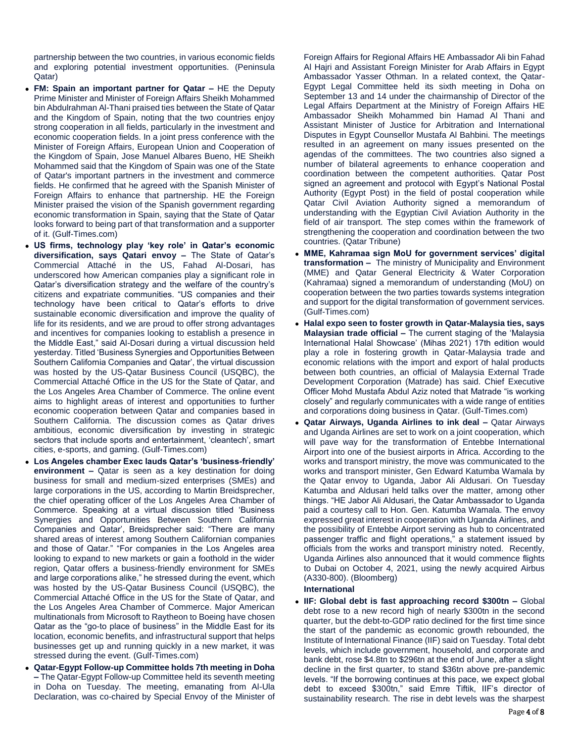partnership between the two countries, in various economic fields and exploring potential investment opportunities. (Peninsula Qatar)

- **FM: Spain an important partner for Qatar –** HE the Deputy Prime Minister and Minister of Foreign Affairs Sheikh Mohammed bin Abdulrahman Al-Thani praised ties between the State of Qatar and the Kingdom of Spain, noting that the two countries enjoy strong cooperation in all fields, particularly in the investment and economic cooperation fields. In a joint press conference with the Minister of Foreign Affairs, European Union and Cooperation of the Kingdom of Spain, Jose Manuel Albares Bueno, HE Sheikh Mohammed said that the Kingdom of Spain was one of the State of Qatar's important partners in the investment and commerce fields. He confirmed that he agreed with the Spanish Minister of Foreign Affairs to enhance that partnership. HE the Foreign Minister praised the vision of the Spanish government regarding economic transformation in Spain, saying that the State of Qatar looks forward to being part of that transformation and a supporter of it. (Gulf-Times.com)
- **US firms, technology play 'key role' in Qatar's economic diversification, says Qatari envoy –** The State of Qatar's Commercial Attaché in the US, Fahad Al-Dosari, has underscored how American companies play a significant role in Qatar's diversification strategy and the welfare of the country's citizens and expatriate communities. "US companies and their technology have been critical to Qatar's efforts to drive sustainable economic diversification and improve the quality of life for its residents, and we are proud to offer strong advantages and incentives for companies looking to establish a presence in the Middle East," said Al-Dosari during a virtual discussion held yesterday. Titled 'Business Synergies and Opportunities Between Southern California Companies and Qatar', the virtual discussion was hosted by the US-Qatar Business Council (USQBC), the Commercial Attaché Office in the US for the State of Qatar, and the Los Angeles Area Chamber of Commerce. The online event aims to highlight areas of interest and opportunities to further economic cooperation between Qatar and companies based in Southern California. The discussion comes as Qatar drives ambitious, economic diversification by investing in strategic sectors that include sports and entertainment, 'cleantech', smart cities, e-sports, and gaming. (Gulf-Times.com)
- **Los Angeles chamber Exec lauds Qatar's 'business-friendly' environment –** Qatar is seen as a key destination for doing business for small and medium-sized enterprises (SMEs) and large corporations in the US, according to Martin Breidsprecher, the chief operating officer of the Los Angeles Area Chamber of Commerce. Speaking at a virtual discussion titled 'Business Synergies and Opportunities Between Southern California Companies and Qatar', Breidsprecher said: "There are many shared areas of interest among Southern Californian companies and those of Qatar." "For companies in the Los Angeles area looking to expand to new markets or gain a foothold in the wider region, Qatar offers a business-friendly environment for SMEs and large corporations alike," he stressed during the event, which was hosted by the US-Qatar Business Council (USQBC), the Commercial Attaché Office in the US for the State of Qatar, and the Los Angeles Area Chamber of Commerce. Major American multinationals from Microsoft to Raytheon to Boeing have chosen Qatar as the "go-to place of business" in the Middle East for its location, economic benefits, and infrastructural support that helps businesses get up and running quickly in a new market, it was stressed during the event. (Gulf-Times.com)
- **Qatar-Egypt Follow-up Committee holds 7th meeting in Doha –** The Qatar-Egypt Follow-up Committee held its seventh meeting in Doha on Tuesday. The meeting, emanating from Al-Ula Declaration, was co-chaired by Special Envoy of the Minister of Foreign Affairs for Regional Affairs HE Ambassador Ali bin Fahad Al Hajri and Assistant Foreign Minister for Arab Affairs in Egypt Ambassador Yasser Othman. In a related context, the Qatar-Egypt Legal Committee held its sixth meeting in Doha on September 13 and 14 under the chairmanship of Director of the Legal Affairs Department at the Ministry of Foreign Affairs HE Ambassador Sheikh Mohammed bin Hamad Al Thani and Assistant Minister of Justice for Arbitration and International Disputes in Egypt Counsellor Mustafa Al Bahbini. The meetings resulted in an agreement on many issues presented on the agendas of the committees. The two countries also signed a number of bilateral agreements to enhance cooperation and coordination between the competent authorities. Qatar Post signed an agreement and protocol with Egypt's National Postal Authority (Egypt Post) in the field of postal cooperation while Qatar Civil Aviation Authority signed a memorandum of understanding with the Egyptian Civil Aviation Authority in the field of air transport. The step comes within the framework of strengthening the cooperation and coordination between the two countries. (Qatar Tribune)
- **MME, Kahramaa sign MoU for government services' digital transformation –** The ministry of Municipality and Environment (MME) and Qatar General Electricity & Water Corporation (Kahramaa) signed a memorandum of understanding (MoU) on cooperation between the two parties towards systems integration and support for the digital transformation of government services. (Gulf-Times.com)
- **Halal expo seen to foster growth in Qatar-Malaysia ties, says Malaysian trade official –** The current staging of the 'Malaysia International Halal Showcase' (Mihas 2021) 17th edition would play a role in fostering growth in Qatar-Malaysia trade and economic relations with the import and export of halal products between both countries, an official of Malaysia External Trade Development Corporation (Matrade) has said. Chief Executive Officer Mohd Mustafa Abdul Aziz noted that Matrade "is working closely" and regularly communicates with a wide range of entities and corporations doing business in Qatar. (Gulf-Times.com)
- **Qatar Airways, Uganda Airlines to ink deal –** Qatar Airways and Uganda Airlines are set to work on a joint cooperation, which will pave way for the transformation of Entebbe International Airport into one of the busiest airports in Africa. According to the works and transport ministry, the move was communicated to the works and transport minister, Gen Edward Katumba Wamala by the Qatar envoy to Uganda, Jabor Ali Aldusari. On Tuesday Katumba and Aldusari held talks over the matter, among other things. "HE Jabor Ali Aldusari, the Qatar Ambassador to Uganda paid a courtesy call to Hon. Gen. Katumba Wamala. The envoy expressed great interest in cooperation with Uganda Airlines, and the possibility of Entebbe Airport serving as hub to concentrated passenger traffic and flight operations," a statement issued by officials from the works and transport ministry noted. Recently, Uganda Airlines also announced that it would commence flights to Dubai on October 4, 2021, using the newly acquired Airbus (A330-800). (Bloomberg)

**International**

- **IIF: Global debt is fast approaching record $300tn –** Global debt rose to a new record high of nearly $300tn in the second quarter, but the debt-to-GDP ratio declined for the first time since the start of the pandemic as economic growth rebounded, the Institute of International Finance (IIF) said on Tuesday. Total debt levels, which include government, household, and corporate and bank debt, rose $4.8tn to $296tn at the end of June, after a slight decline in the first quarter, to stand $36tn above pre-pandemic levels. "If the borrowing continues at this pace, we expect global debt to exceed $300tn," said Emre Tiftik, IIF's director of sustainability research. The rise in debt levels was the sharpest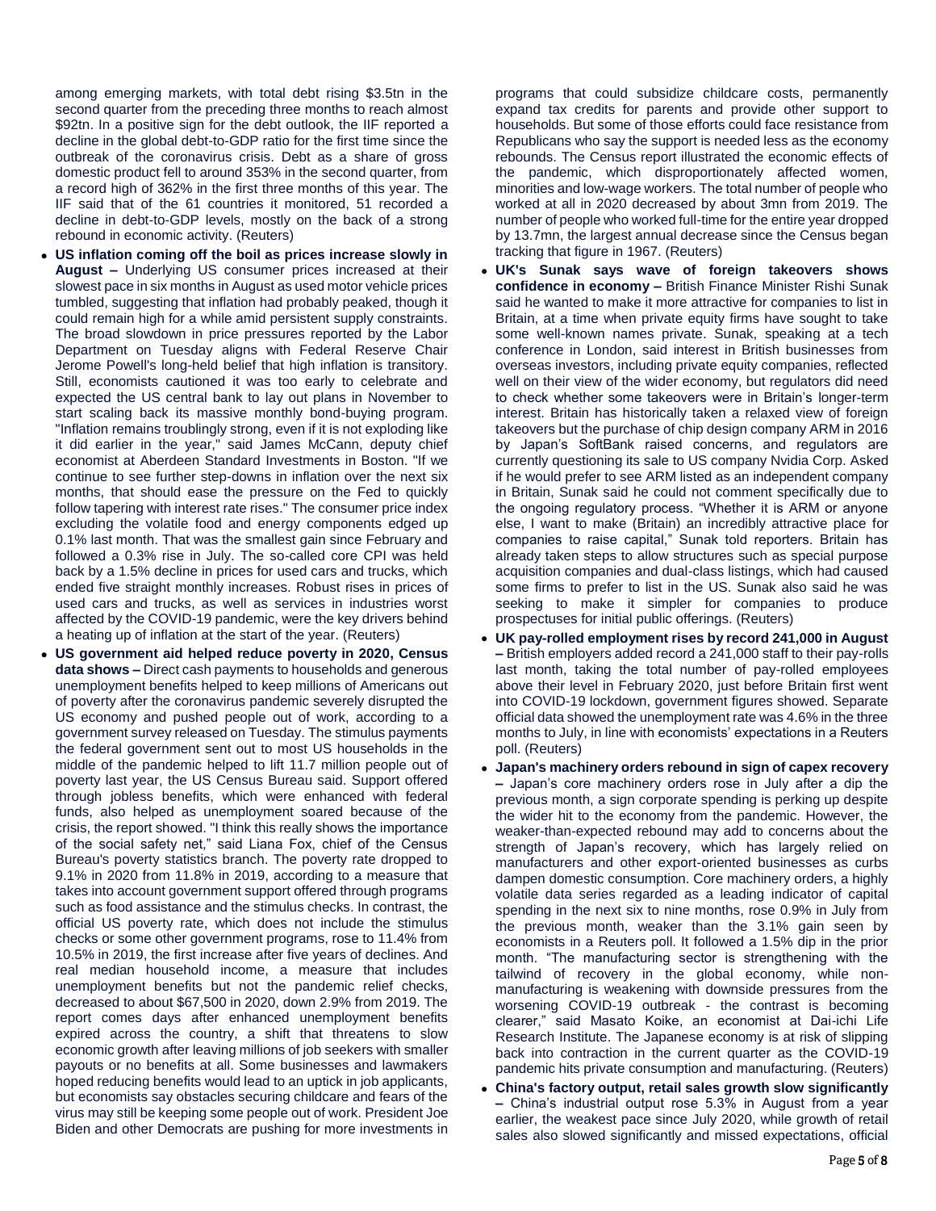among emerging markets, with total debt rising $3.5tn in the second quarter from the preceding three months to reach almost $92tn. In a positive sign for the debt outlook, the IIF reported a decline in the global debt-to-GDP ratio for the first time since the outbreak of the coronavirus crisis. Debt as a share of gross domestic product fell to around 353% in the second quarter, from a record high of 362% in the first three months of this year. The IIF said that of the 61 countries it monitored, 51 recorded a decline in debt-to-GDP levels, mostly on the back of a strong rebound in economic activity. (Reuters)

- **US inflation coming off the boil as prices increase slowly in August –** Underlying US consumer prices increased at their slowest pace in six months in August as used motor vehicle prices tumbled, suggesting that inflation had probably peaked, though it could remain high for a while amid persistent supply constraints. The broad slowdown in price pressures reported by the Labor Department on Tuesday aligns with Federal Reserve Chair Jerome Powell's long-held belief that high inflation is transitory. Still, economists cautioned it was too early to celebrate and expected the US central bank to lay out plans in November to start scaling back its massive monthly bond-buying program. "Inflation remains troublingly strong, even if it is not exploding like it did earlier in the year," said James McCann, deputy chief economist at Aberdeen Standard Investments in Boston. "If we continue to see further step-downs in inflation over the next six months, that should ease the pressure on the Fed to quickly follow tapering with interest rate rises." The consumer price index excluding the volatile food and energy components edged up 0.1% last month. That was the smallest gain since February and followed a 0.3% rise in July. The so-called core CPI was held back by a 1.5% decline in prices for used cars and trucks, which ended five straight monthly increases. Robust rises in prices of used cars and trucks, as well as services in industries worst affected by the COVID-19 pandemic, were the key drivers behind a heating up of inflation at the start of the year. (Reuters)
- **US government aid helped reduce poverty in 2020, Census data shows –** Direct cash payments to households and generous unemployment benefits helped to keep millions of Americans out of poverty after the coronavirus pandemic severely disrupted the US economy and pushed people out of work, according to a government survey released on Tuesday. The stimulus payments the federal government sent out to most US households in the middle of the pandemic helped to lift 11.7 million people out of poverty last year, the US Census Bureau said. Support offered through jobless benefits, which were enhanced with federal funds, also helped as unemployment soared because of the crisis, the report showed. "I think this really shows the importance of the social safety net," said Liana Fox, chief of the Census Bureau's poverty statistics branch. The poverty rate dropped to 9.1% in 2020 from 11.8% in 2019, according to a measure that takes into account government support offered through programs such as food assistance and the stimulus checks. In contrast, the official US poverty rate, which does not include the stimulus checks or some other government programs, rose to 11.4% from 10.5% in 2019, the first increase after five years of declines. And real median household income, a measure that includes unemployment benefits but not the pandemic relief checks, decreased to about $67,500 in 2020, down 2.9% from 2019. The report comes days after enhanced unemployment benefits expired across the country, a shift that threatens to slow economic growth after leaving millions of job seekers with smaller payouts or no benefits at all. Some businesses and lawmakers hoped reducing benefits would lead to an uptick in job applicants, but economists say obstacles securing childcare and fears of the virus may still be keeping some people out of work. President Joe Biden and other Democrats are pushing for more investments in programs that could subsidize childcare costs, permanently expand tax credits for parents and provide other support to households. But some of those efforts could face resistance from Republicans who say the support is needed less as the economy rebounds. The Census report illustrated the economic effects of the pandemic, which disproportionately affected women, minorities and low-wage workers. The total number of people who worked at all in 2020 decreased by about 3mn from 2019. The number of people who worked full-time for the entire year dropped by 13.7mn, the largest annual decrease since the Census began tracking that figure in 1967. (Reuters)
- **UK's Sunak says wave of foreign takeovers shows confidence in economy –** British Finance Minister Rishi Sunak said he wanted to make it more attractive for companies to list in Britain, at a time when private equity firms have sought to take some well-known names private. Sunak, speaking at a tech conference in London, said interest in British businesses from overseas investors, including private equity companies, reflected well on their view of the wider economy, but regulators did need to check whether some takeovers were in Britain's longer-term interest. Britain has historically taken a relaxed view of foreign takeovers but the purchase of chip design company ARM in 2016 by Japan's SoftBank raised concerns, and regulators are currently questioning its sale to US company Nvidia Corp. Asked if he would prefer to see ARM listed as an independent company in Britain, Sunak said he could not comment specifically due to the ongoing regulatory process. "Whether it is ARM or anyone else, I want to make (Britain) an incredibly attractive place for companies to raise capital," Sunak told reporters. Britain has already taken steps to allow structures such as special purpose acquisition companies and dual-class listings, which had caused some firms to prefer to list in the US. Sunak also said he was seeking to make it simpler for companies to produce prospectuses for initial public offerings. (Reuters)
- **UK pay-rolled employment rises by record 241,000 in August –** British employers added record a 241,000 staff to their pay-rolls last month, taking the total number of pay-rolled employees above their level in February 2020, just before Britain first went into COVID-19 lockdown, government figures showed. Separate official data showed the unemployment rate was 4.6% in the three months to July, in line with economists' expectations in a Reuters poll. (Reuters)
- **Japan's machinery orders rebound in sign of capex recovery –** Japan's core machinery orders rose in July after a dip the previous month, a sign corporate spending is perking up despite the wider hit to the economy from the pandemic. However, the weaker-than-expected rebound may add to concerns about the strength of Japan's recovery, which has largely relied on manufacturers and other export-oriented businesses as curbs dampen domestic consumption. Core machinery orders, a highly volatile data series regarded as a leading indicator of capital spending in the next six to nine months, rose 0.9% in July from the previous month, weaker than the 3.1% gain seen by economists in a Reuters poll. It followed a 1.5% dip in the prior month. "The manufacturing sector is strengthening with the tailwind of recovery in the global economy, while non-manufacturing is weakening with downside pressures from the worsening COVID-19 outbreak - the contrast is becoming clearer," said Masato Koike, an economist at Dai-ichi Life Research Institute. The Japanese economy is at risk of slipping back into contraction in the current quarter as the COVID-19 pandemic hits private consumption and manufacturing. (Reuters)
- **China's factory output, retail sales growth slow significantly –** China's industrial output rose 5.3% in August from a year earlier, the weakest pace since July 2020, while growth of retail sales also slowed significantly and missed expectations, official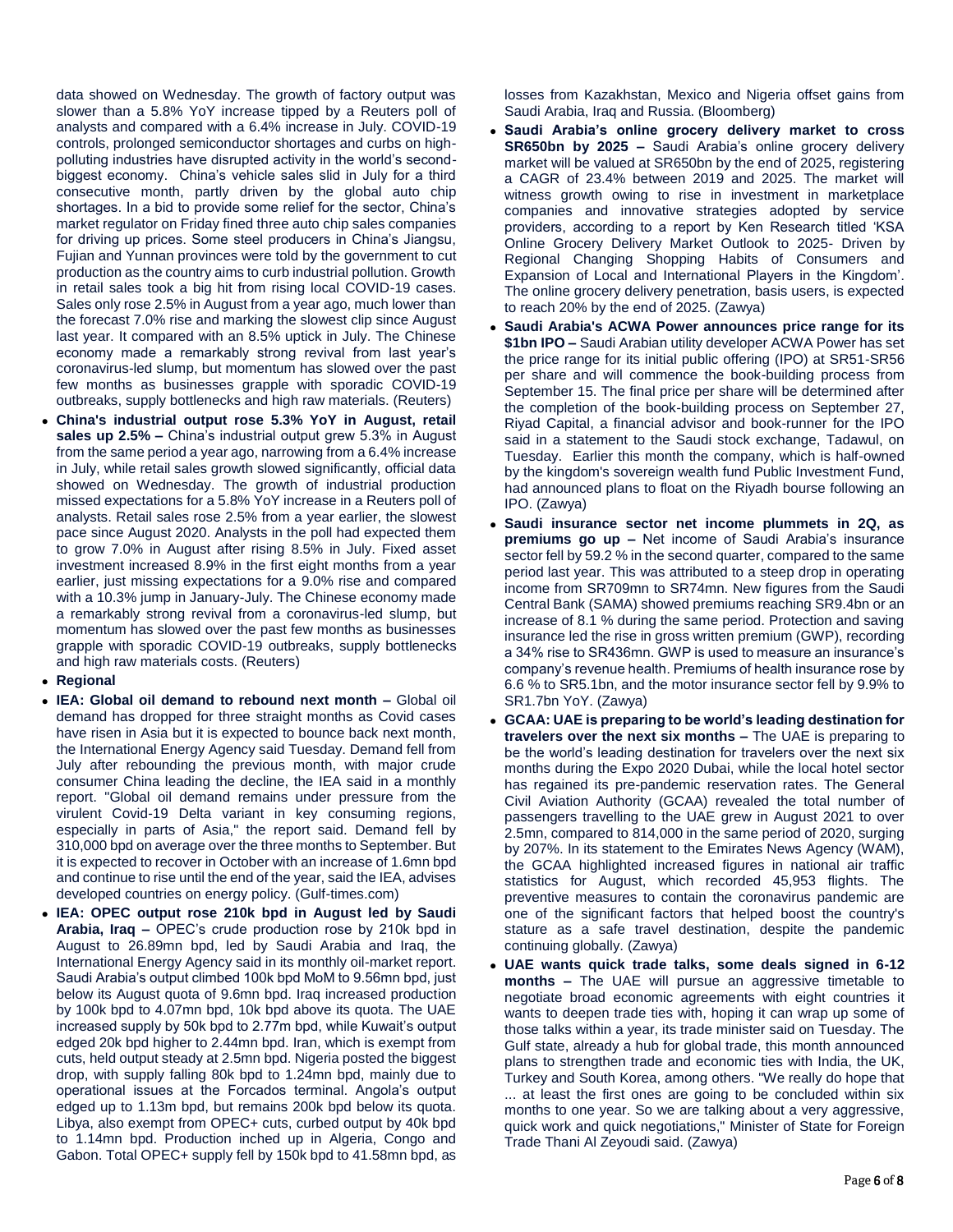data showed on Wednesday. The growth of factory output was slower than a 5.8% YoY increase tipped by a Reuters poll of analysts and compared with a 6.4% increase in July. COVID-19 controls, prolonged semiconductor shortages and curbs on high-polluting industries have disrupted activity in the world's second-biggest economy. China's vehicle sales slid in July for a third consecutive month, partly driven by the global auto chip shortages. In a bid to provide some relief for the sector, China's market regulator on Friday fined three auto chip sales companies for driving up prices. Some steel producers in China's Jiangsu, Fujian and Yunnan provinces were told by the government to cut production as the country aims to curb industrial pollution. Growth in retail sales took a big hit from rising local COVID-19 cases. Sales only rose 2.5% in August from a year ago, much lower than the forecast 7.0% rise and marking the slowest clip since August last year. It compared with an 8.5% uptick in July. The Chinese economy made a remarkably strong revival from last year's coronavirus-led slump, but momentum has slowed over the past few months as businesses grapple with sporadic COVID-19 outbreaks, supply bottlenecks and high raw materials. (Reuters)

- **China's industrial output rose 5.3% YoY in August, retail sales up 2.5% –** China's industrial output grew 5.3% in August from the same period a year ago, narrowing from a 6.4% increase in July, while retail sales growth slowed significantly, official data showed on Wednesday. The growth of industrial production missed expectations for a 5.8% YoY increase in a Reuters poll of analysts. Retail sales rose 2.5% from a year earlier, the slowest pace since August 2020. Analysts in the poll had expected them to grow 7.0% in August after rising 8.5% in July. Fixed asset investment increased 8.9% in the first eight months from a year earlier, just missing expectations for a 9.0% rise and compared with a 10.3% jump in January-July. The Chinese economy made a remarkably strong revival from a coronavirus-led slump, but momentum has slowed over the past few months as businesses grapple with sporadic COVID-19 outbreaks, supply bottlenecks and high raw materials costs. (Reuters)
- **Regional**
- **IEA: Global oil demand to rebound next month –** Global oil demand has dropped for three straight months as Covid cases have risen in Asia but it is expected to bounce back next month, the International Energy Agency said Tuesday. Demand fell from July after rebounding the previous month, with major crude consumer China leading the decline, the IEA said in a monthly report. "Global oil demand remains under pressure from the virulent Covid-19 Delta variant in key consuming regions, especially in parts of Asia," the report said. Demand fell by 310,000 bpd on average over the three months to September. But it is expected to recover in October with an increase of 1.6mn bpd and continue to rise until the end of the year, said the IEA, advises developed countries on energy policy. (Gulf-times.com)
- **IEA: OPEC output rose 210k bpd in August led by Saudi Arabia, Iraq –** OPEC's crude production rose by 210k bpd in August to 26.89mn bpd, led by Saudi Arabia and Iraq, the International Energy Agency said in its monthly oil-market report. Saudi Arabia's output climbed 100k bpd MoM to 9.56mn bpd, just below its August quota of 9.6mn bpd. Iraq increased production by 100k bpd to 4.07mn bpd, 10k bpd above its quota. The UAE increased supply by 50k bpd to 2.77m bpd, while Kuwait's output edged 20k bpd higher to 2.44mn bpd. Iran, which is exempt from cuts, held output steady at 2.5mn bpd. Nigeria posted the biggest drop, with supply falling 80k bpd to 1.24mn bpd, mainly due to operational issues at the Forcados terminal. Angola's output edged up to 1.13m bpd, but remains 200k bpd below its quota. Libya, also exempt from OPEC+ cuts, curbed output by 40k bpd to 1.14mn bpd. Production inched up in Algeria, Congo and Gabon. Total OPEC+ supply fell by 150k bpd to 41.58mn bpd, as losses from Kazakhstan, Mexico and Nigeria offset gains from Saudi Arabia, Iraq and Russia. (Bloomberg)
- **Saudi Arabia's online grocery delivery market to cross SR650bn by 2025 –** Saudi Arabia's online grocery delivery market will be valued at SR650bn by the end of 2025, registering a CAGR of 23.4% between 2019 and 2025. The market will witness growth owing to rise in investment in marketplace companies and innovative strategies adopted by service providers, according to a report by Ken Research titled 'KSA Online Grocery Delivery Market Outlook to 2025- Driven by Regional Changing Shopping Habits of Consumers and Expansion of Local and International Players in the Kingdom'. The online grocery delivery penetration, basis users, is expected to reach 20% by the end of 2025. (Zawya)
- **Saudi Arabia's ACWA Power announces price range for its $1bn IPO –** Saudi Arabian utility developer ACWA Power has set the price range for its initial public offering (IPO) at SR51-SR56 per share and will commence the book-building process from September 15. The final price per share will be determined after the completion of the book-building process on September 27, Riyad Capital, a financial advisor and book-runner for the IPO said in a statement to the Saudi stock exchange, Tadawul, on Tuesday. Earlier this month the company, which is half-owned by the kingdom's sovereign wealth fund Public Investment Fund, had announced plans to float on the Riyadh bourse following an IPO. (Zawya)
- **Saudi insurance sector net income plummets in 2Q, as premiums go up –** Net income of Saudi Arabia's insurance sector fell by 59.2 % in the second quarter, compared to the same period last year. This was attributed to a steep drop in operating income from SR709mn to SR74mn. New figures from the Saudi Central Bank (SAMA) showed premiums reaching SR9.4bn or an increase of 8.1 % during the same period. Protection and saving insurance led the rise in gross written premium (GWP), recording a 34% rise to SR436mn. GWP is used to measure an insurance's company's revenue health. Premiums of health insurance rose by 6.6 % to SR5.1bn, and the motor insurance sector fell by 9.9% to SR1.7bn YoY. (Zawya)
- **GCAA: UAE is preparing to be world's leading destination for travelers over the next six months –** The UAE is preparing to be the world's leading destination for travelers over the next six months during the Expo 2020 Dubai, while the local hotel sector has regained its pre-pandemic reservation rates. The General Civil Aviation Authority (GCAA) revealed the total number of passengers travelling to the UAE grew in August 2021 to over 2.5mn, compared to 814,000 in the same period of 2020, surging by 207%. In its statement to the Emirates News Agency (WAM), the GCAA highlighted increased figures in national air traffic statistics for August, which recorded 45,953 flights. The preventive measures to contain the coronavirus pandemic are one of the significant factors that helped boost the country's stature as a safe travel destination, despite the pandemic continuing globally. (Zawya)
- **UAE wants quick trade talks, some deals signed in 6-12 months –** The UAE will pursue an aggressive timetable to negotiate broad economic agreements with eight countries it wants to deepen trade ties with, hoping it can wrap up some of those talks within a year, its trade minister said on Tuesday. The Gulf state, already a hub for global trade, this month announced plans to strengthen trade and economic ties with India, the UK, Turkey and South Korea, among others. "We really do hope that ... at least the first ones are going to be concluded within six months to one year. So we are talking about a very aggressive, quick work and quick negotiations," Minister of State for Foreign Trade Thani Al Zeyoudi said. (Zawya)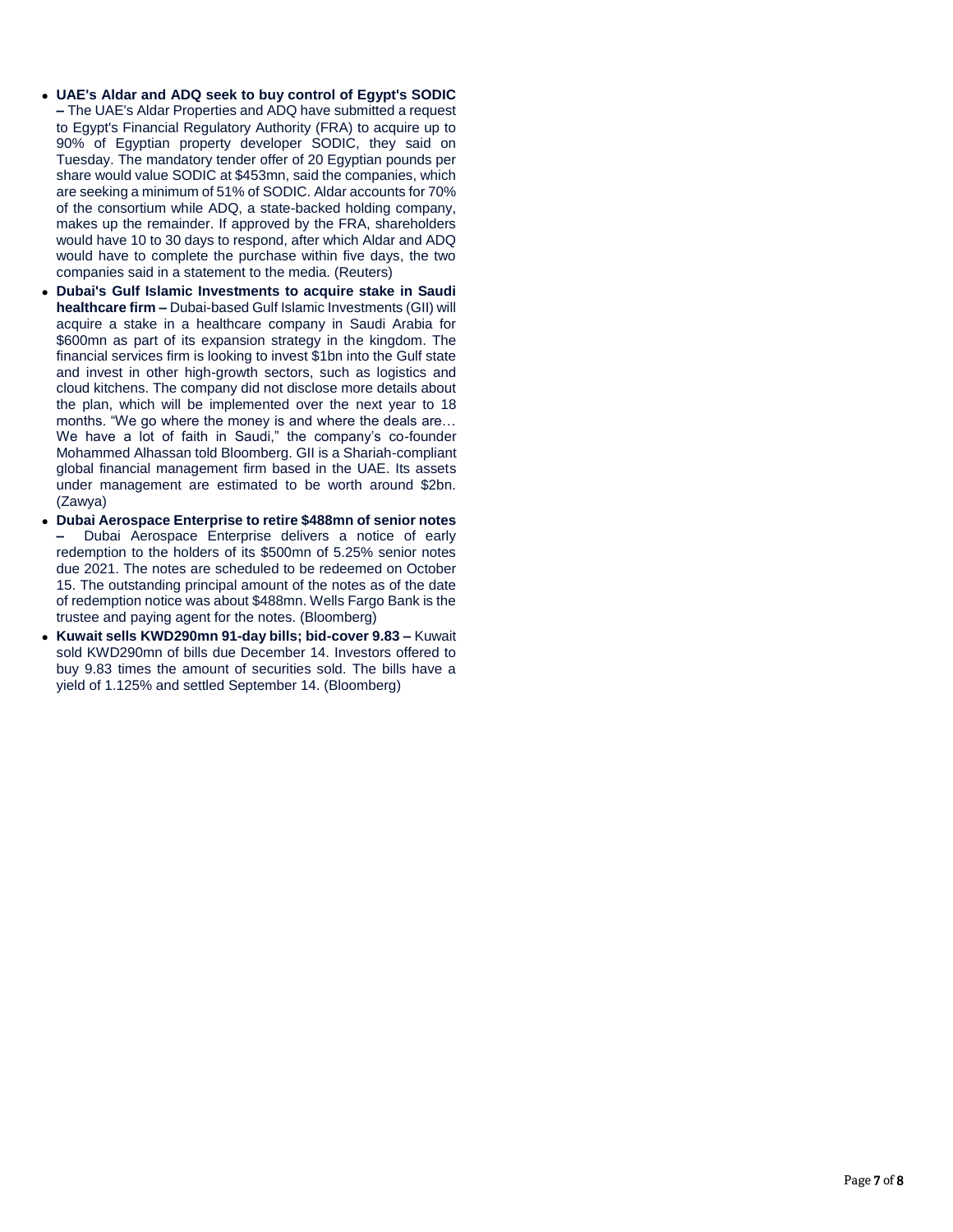- **UAE's Aldar and ADQ seek to buy control of Egypt's SODIC –** The UAE's Aldar Properties and ADQ have submitted a request to Egypt's Financial Regulatory Authority (FRA) to acquire up to 90% of Egyptian property developer SODIC, they said on Tuesday. The mandatory tender offer of 20 Egyptian pounds per share would value SODIC at $453mn, said the companies, which are seeking a minimum of 51% of SODIC. Aldar accounts for 70% of the consortium while ADQ, a state-backed holding company, makes up the remainder. If approved by the FRA, shareholders would have 10 to 30 days to respond, after which Aldar and ADQ would have to complete the purchase within five days, the two companies said in a statement to the media. (Reuters)
- **Dubai's Gulf Islamic Investments to acquire stake in Saudi healthcare firm –** Dubai-based Gulf Islamic Investments (GII) will acquire a stake in a healthcare company in Saudi Arabia for $600mn as part of its expansion strategy in the kingdom. The financial services firm is looking to invest $1bn into the Gulf state and invest in other high-growth sectors, such as logistics and cloud kitchens. The company did not disclose more details about the plan, which will be implemented over the next year to 18 months. "We go where the money is and where the deals are… We have a lot of faith in Saudi," the company's co-founder Mohammed Alhassan told Bloomberg. GII is a Shariah-compliant global financial management firm based in the UAE. Its assets under management are estimated to be worth around $2bn. (Zawya)
- **Dubai Aerospace Enterprise to retire $488mn of senior notes –** Dubai Aerospace Enterprise delivers a notice of early redemption to the holders of its $500mn of 5.25% senior notes due 2021. The notes are scheduled to be redeemed on October 15. The outstanding principal amount of the notes as of the date of redemption notice was about $488mn. Wells Fargo Bank is the trustee and paying agent for the notes. (Bloomberg)
- **Kuwait sells KWD290mn 91-day bills; bid-cover 9.83 –** Kuwait sold KWD290mn of bills due December 14. Investors offered to buy 9.83 times the amount of securities sold. The bills have a yield of 1.125% and settled September 14. (Bloomberg)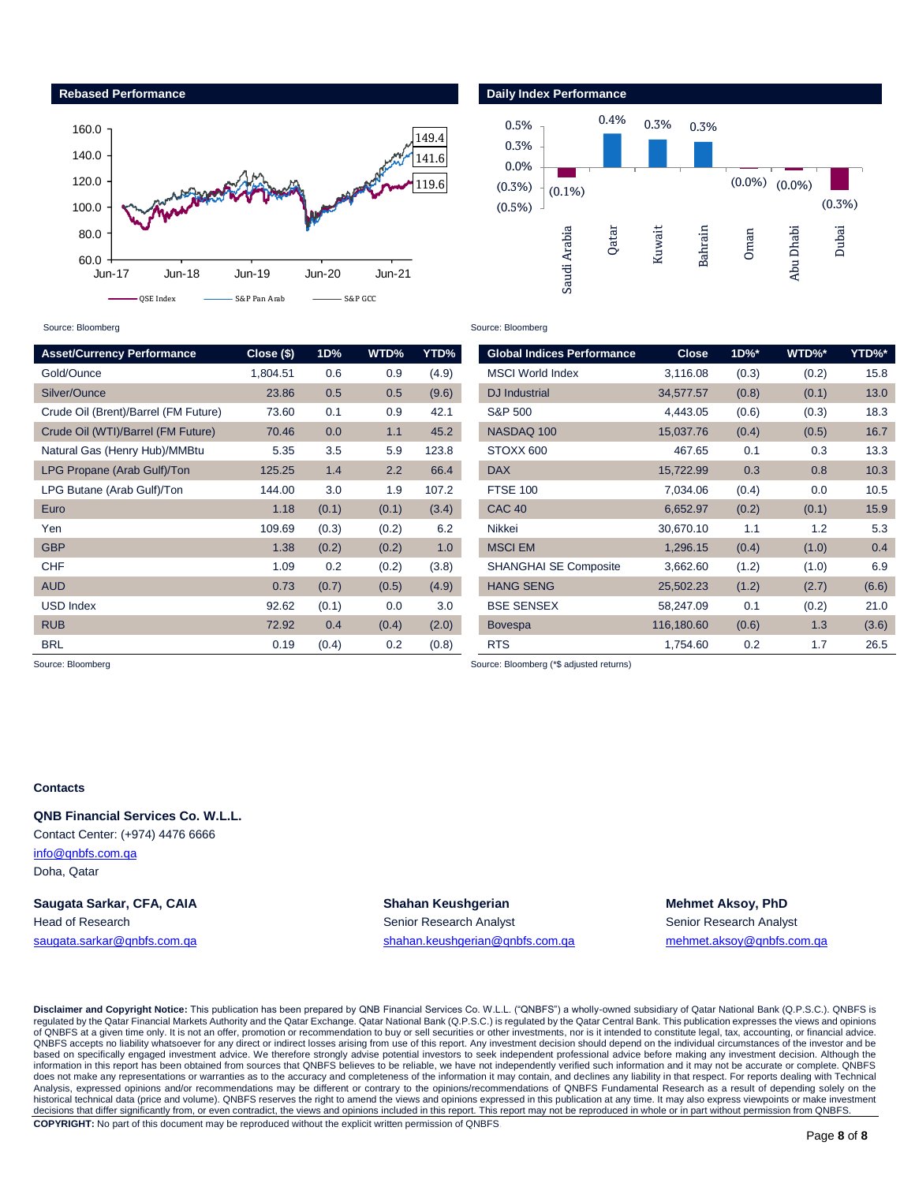**Rebased Performance**

160.0
140.0
120.0
100.0
80.0
60.0
Jun-17 Jun-18 Jun-19 Jun-20 Jun-21
149.4
141.6
119.6
QSE Index — S&P Pan Arab — S&P GCC

Source: Bloomberg

**Daily Index Performance**

0.5%
0.3%
0.0%
(0.3%)
(0.5%)
(0.1%) 0.4% 0.3% 0.3% (0.0%) (0.0%) (0.3%)
Saudi Arabia Qatar Kuwait Bahrain Oman Abu Dhabi Dubai

Source: Bloomberg

| Asset/Currency Performance | Close ($) | 1D% | WTD% | YTD% |
|---|---|---|---|---|
| Gold/Ounce | 1,804.51 | 0.6 | 0.9 | (4.9) |
| Silver/Ounce | 23.86 | 0.5 | 0.5 | (9.6) |
| Crude Oil (Brent)/Barrel (FM Future) | 73.60 | 0.1 | 0.9 | 42.1 |
| Crude Oil (WTI)/Barrel (FM Future) | 70.46 | 0.0 | 1.1 | 45.2 |
| Natural Gas (Henry Hub)/MMBtu | 5.35 | 3.5 | 5.9 | 123.8 |
| LPG Propane (Arab Gulf)/Ton | 125.25 | 1.4 | 2.2 | 66.4 |
| LPG Butane (Arab Gulf)/Ton | 144.00 | 3.0 | 1.9 | 107.2 |
| Euro | 1.18 | (0.1) | (0.1) | (3.4) |
| Yen | 109.69 | (0.3) | (0.2) | 6.2 |
| GBP | 1.38 | (0.2) | (0.2) | 1.0 |
| CHF | 1.09 | 0.2 | (0.2) | (3.8) |
| AUD | 0.73 | (0.7) | (0.5) | (4.9) |
| USD Index | 92.62 | (0.1) | 0.0 | 3.0 |
| RUB | 72.92 | 0.4 | (0.4) | (2.0) |
| BRL | 0.19 | (0.4) | 0.2 | (0.8) |

Source: Bloomberg

| Global Indices Performance | Close | 1D%* | WTD%* | YTD%* |
|---|---|---|---|---|
| MSCI World Index | 3,116.08 | (0.3) | (0.2) | 15.8 |
| DJ Industrial | 34,577.57 | (0.8) | (0.1) | 13.0 |
| S&P 500 | 4,443.05 | (0.6) | (0.3) | 18.3 |
| NASDAQ 100 | 15,037.76 | (0.4) | (0.5) | 16.7 |
| STOXX 600 | 467.65 | 0.1 | 0.3 | 13.3 |
| DAX | 15,722.99 | 0.3 | 0.8 | 10.3 |
| FTSE 100 | 7,034.06 | (0.4) | 0.0 | 10.5 |
| CAC 40 | 6,652.97 | (0.2) | (0.1) | 15.9 |
| Nikkei | 30,670.10 | 1.1 | 1.2 | 5.3 |
| MSCI EM | 1,296.15 | (0.4) | (1.0) | 0.4 |
| SHANGHAI SE Composite | 3,662.60 | (1.2) | (1.0) | 6.9 |
| HANG SENG | 25,502.23 | (1.2) | (2.7) | (6.6) |
| BSE SENSEX | 58,247.09 | 0.1 | (0.2) | 21.0 |
| Bovespa | 116,180.60 | (0.6) | 1.3 | (3.6) |
| RTS | 1,754.60 | 0.2 | 1.7 | 26.5 |

Source: Bloomberg (*$ adjusted returns)

**Contacts**

**QNB Financial Services Co. W.L.L.**
Contact Center: (+974) 4476 6666
info@qnbfs.com.qa
Doha, Qatar

**Saugata Sarkar, CFA, CAIA**
Head of Research
saugata.sarkar@qnbfs.com.qa

**Shahan Keushgerian**
Senior Research Analyst
shahan.keushgerian@qnbfs.com.qa

**Mehmet Aksoy, PhD**
Senior Research Analyst
mehmet.aksoy@qnbfs.com.qa

**Disclaimer and Copyright Notice:** This publication has been prepared by QNB Financial Services Co. W.L.L. ("QNBFS") a wholly-owned subsidiary of Qatar National Bank (Q.P.S.C.). QNBFS is regulated by the Qatar Financial Markets Authority and the Qatar Exchange. Qatar National Bank (Q.P.S.C.) is regulated by the Qatar Central Bank. This publication expresses the views and opinions of QNBFS at a given time only. It is not an offer, promotion or recommendation to buy or sell securities or other investments, nor is it intended to constitute legal, tax, accounting, or financial advice. QNBFS accepts no liability whatsoever for any direct or indirect losses arising from use of this report. Any investment decision should depend on the individual circumstances of the investor and be based on specifically engaged investment advice. We therefore strongly advise potential investors to seek independent professional advice before making any investment decision. Although the information in this report has been obtained from sources that QNBFS believes to be reliable, we have not independently verified such information and it may not be accurate or complete. QNBFS does not make any representations or warranties as to the accuracy and completeness of the information it may contain, and declines any liability in that respect. For reports dealing with Technical Analysis, expressed opinions and/or recommendations may be different or contrary to the opinions/recommendations of QNBFS Fundamental Research as a result of depending solely on the historical technical data (price and volume). QNBFS reserves the right to amend the views and opinions expressed in this publication at any time. It may also express viewpoints or make investment decisions that differ significantly from, or even contradict, the views and opinions included in this report. This report may not be reproduced in whole or in part without permission from QNBFS.

**COPYRIGHT:** No part of this document may be reproduced without the explicit written permission of QNBFS.